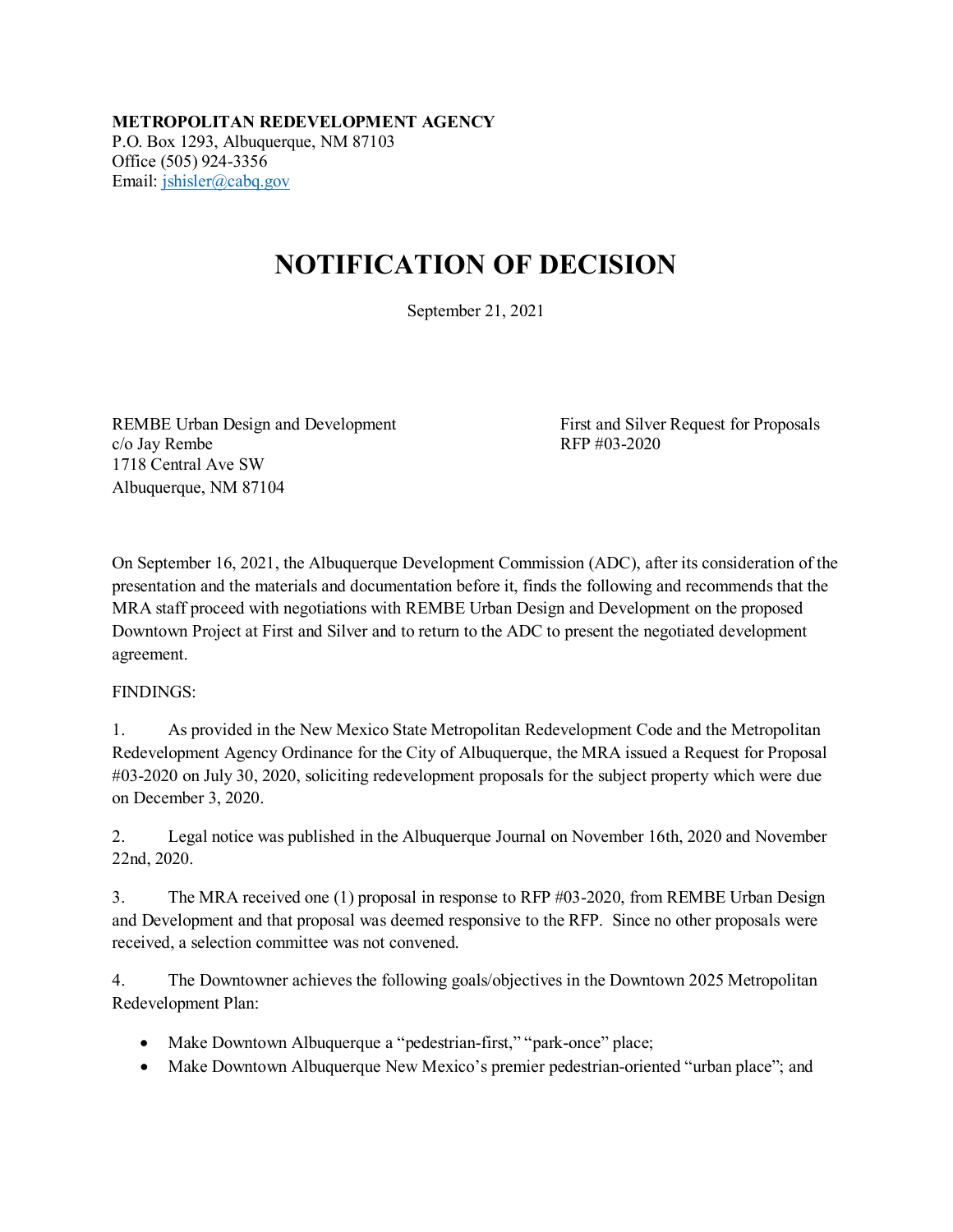**METROPOLITAN REDEVELOPMENT AGENCY**
P.O. Box 1293, Albuquerque, NM 87103
Office (505) 924-3356
Email: jshisler@cabq.gov

# NOTIFICATION OF DECISION

September 21, 2021

REMBE Urban Design and Development
c/o Jay Rembe
1718 Central Ave SW
Albuquerque, NM 87104

First and Silver Request for Proposals
RFP #03-2020

On September 16, 2021, the Albuquerque Development Commission (ADC), after its consideration of the presentation and the materials and documentation before it, finds the following and recommends that the MRA staff proceed with negotiations with REMBE Urban Design and Development on the proposed Downtown Project at First and Silver and to return to the ADC to present the negotiated development agreement.

FINDINGS:

1. As provided in the New Mexico State Metropolitan Redevelopment Code and the Metropolitan Redevelopment Agency Ordinance for the City of Albuquerque, the MRA issued a Request for Proposal #03-2020 on July 30, 2020, soliciting redevelopment proposals for the subject property which were due on December 3, 2020.

2. Legal notice was published in the Albuquerque Journal on November 16th, 2020 and November 22nd, 2020.

3. The MRA received one (1) proposal in response to RFP #03-2020, from REMBE Urban Design and Development and that proposal was deemed responsive to the RFP. Since no other proposals were received, a selection committee was not convened.

4. The Downtowner achieves the following goals/objectives in the Downtown 2025 Metropolitan Redevelopment Plan:

- Make Downtown Albuquerque a "pedestrian-first," "park-once" place;
- Make Downtown Albuquerque New Mexico's premier pedestrian-oriented "urban place"; and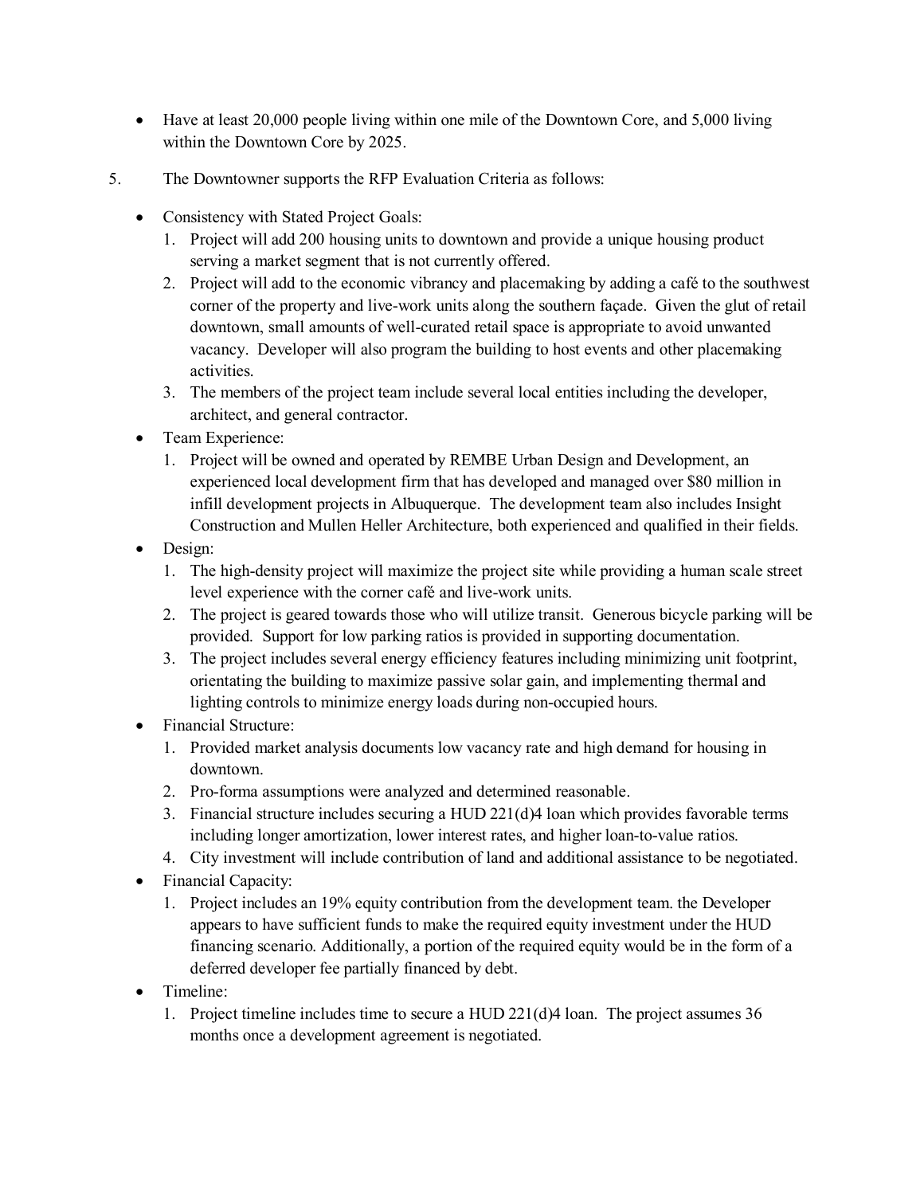- Have at least 20,000 people living within one mile of the Downtown Core, and 5,000 living within the Downtown Core by 2025.

5. The Downtowner supports the RFP Evaluation Criteria as follows:

   - Consistency with Stated Project Goals:
     1. Project will add 200 housing units to downtown and provide a unique housing product serving a market segment that is not currently offered.
     2. Project will add to the economic vibrancy and placemaking by adding a café to the southwest corner of the property and live-work units along the southern façade. Given the glut of retail downtown, small amounts of well-curated retail space is appropriate to avoid unwanted vacancy. Developer will also program the building to host events and other placemaking activities.
     3. The members of the project team include several local entities including the developer, architect, and general contractor.
   - Team Experience:
     1. Project will be owned and operated by REMBE Urban Design and Development, an experienced local development firm that has developed and managed over $80 million in infill development projects in Albuquerque. The development team also includes Insight Construction and Mullen Heller Architecture, both experienced and qualified in their fields.
   - Design:
     1. The high-density project will maximize the project site while providing a human scale street level experience with the corner café and live-work units.
     2. The project is geared towards those who will utilize transit. Generous bicycle parking will be provided. Support for low parking ratios is provided in supporting documentation.
     3. The project includes several energy efficiency features including minimizing unit footprint, orientating the building to maximize passive solar gain, and implementing thermal and lighting controls to minimize energy loads during non-occupied hours.
   - Financial Structure:
     1. Provided market analysis documents low vacancy rate and high demand for housing in downtown.
     2. Pro-forma assumptions were analyzed and determined reasonable.
     3. Financial structure includes securing a HUD 221(d)4 loan which provides favorable terms including longer amortization, lower interest rates, and higher loan-to-value ratios.
     4. City investment will include contribution of land and additional assistance to be negotiated.
   - Financial Capacity:
     1. Project includes an 19% equity contribution from the development team. the Developer appears to have sufficient funds to make the required equity investment under the HUD financing scenario. Additionally, a portion of the required equity would be in the form of a deferred developer fee partially financed by debt.
   - Timeline:
     1. Project timeline includes time to secure a HUD 221(d)4 loan. The project assumes 36 months once a development agreement is negotiated.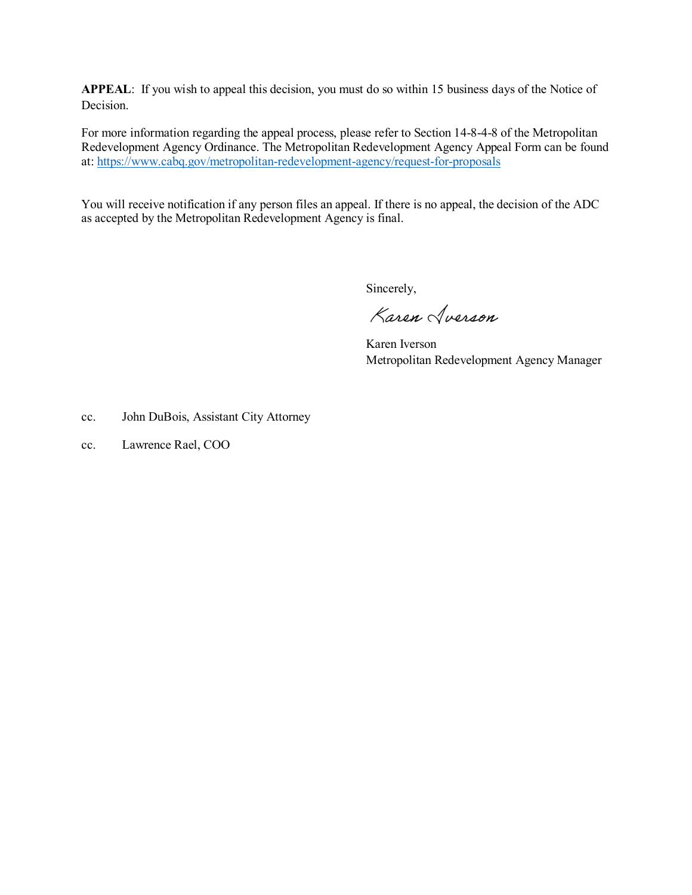**APPEAL**: If you wish to appeal this decision, you must do so within 15 business days of the Notice of Decision.

For more information regarding the appeal process, please refer to Section 14-8-4-8 of the Metropolitan Redevelopment Agency Ordinance. The Metropolitan Redevelopment Agency Appeal Form can be found at: https://www.cabq.gov/metropolitan-redevelopment-agency/request-for-proposals

You will receive notification if any person files an appeal. If there is no appeal, the decision of the ADC as accepted by the Metropolitan Redevelopment Agency is final.

Sincerely,

Karen Iverson

Karen Iverson
Metropolitan Redevelopment Agency Manager

cc. John DuBois, Assistant City Attorney

cc. Lawrence Rael, COO